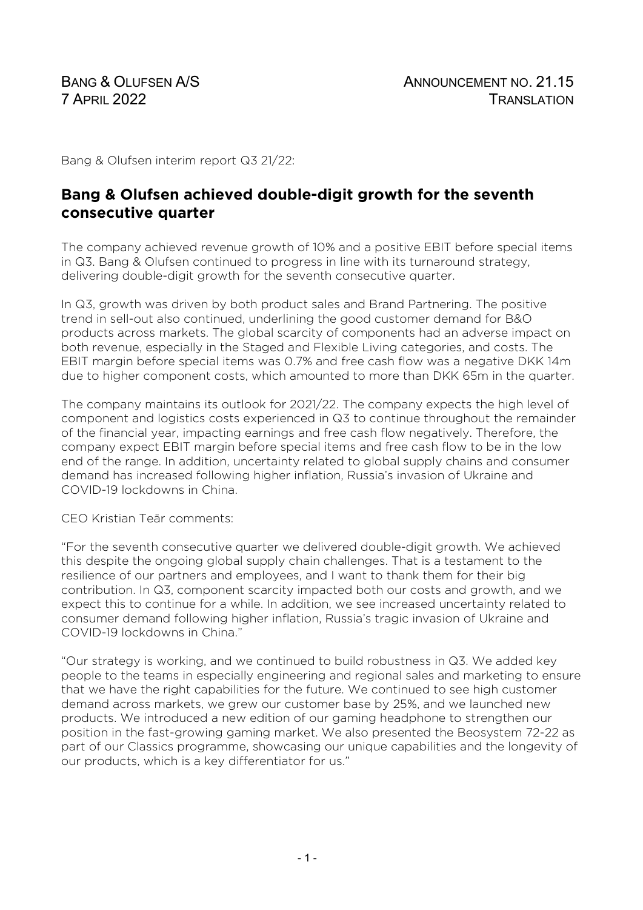BANG & OLUFSEN A/S
7 APRIL 2022

ANNOUNCEMENT NO. 21.15
TRANSLATION

Bang & Olufsen interim report Q3 21/22:

# Bang & Olufsen achieved double-digit growth for the seventh consecutive quarter

The company achieved revenue growth of 10% and a positive EBIT before special items in Q3. Bang & Olufsen continued to progress in line with its turnaround strategy, delivering double-digit growth for the seventh consecutive quarter.

In Q3, growth was driven by both product sales and Brand Partnering. The positive trend in sell-out also continued, underlining the good customer demand for B&O products across markets. The global scarcity of components had an adverse impact on both revenue, especially in the Staged and Flexible Living categories, and costs. The EBIT margin before special items was 0.7% and free cash flow was a negative DKK 14m due to higher component costs, which amounted to more than DKK 65m in the quarter.

The company maintains its outlook for 2021/22. The company expects the high level of component and logistics costs experienced in Q3 to continue throughout the remainder of the financial year, impacting earnings and free cash flow negatively. Therefore, the company expect EBIT margin before special items and free cash flow to be in the low end of the range. In addition, uncertainty related to global supply chains and consumer demand has increased following higher inflation, Russia's invasion of Ukraine and COVID-19 lockdowns in China.

CEO Kristian Teär comments:

"For the seventh consecutive quarter we delivered double-digit growth. We achieved this despite the ongoing global supply chain challenges. That is a testament to the resilience of our partners and employees, and I want to thank them for their big contribution. In Q3, component scarcity impacted both our costs and growth, and we expect this to continue for a while. In addition, we see increased uncertainty related to consumer demand following higher inflation, Russia's tragic invasion of Ukraine and COVID-19 lockdowns in China."

"Our strategy is working, and we continued to build robustness in Q3. We added key people to the teams in especially engineering and regional sales and marketing to ensure that we have the right capabilities for the future. We continued to see high customer demand across markets, we grew our customer base by 25%, and we launched new products. We introduced a new edition of our gaming headphone to strengthen our position in the fast-growing gaming market. We also presented the Beosystem 72-22 as part of our Classics programme, showcasing our unique capabilities and the longevity of our products, which is a key differentiator for us."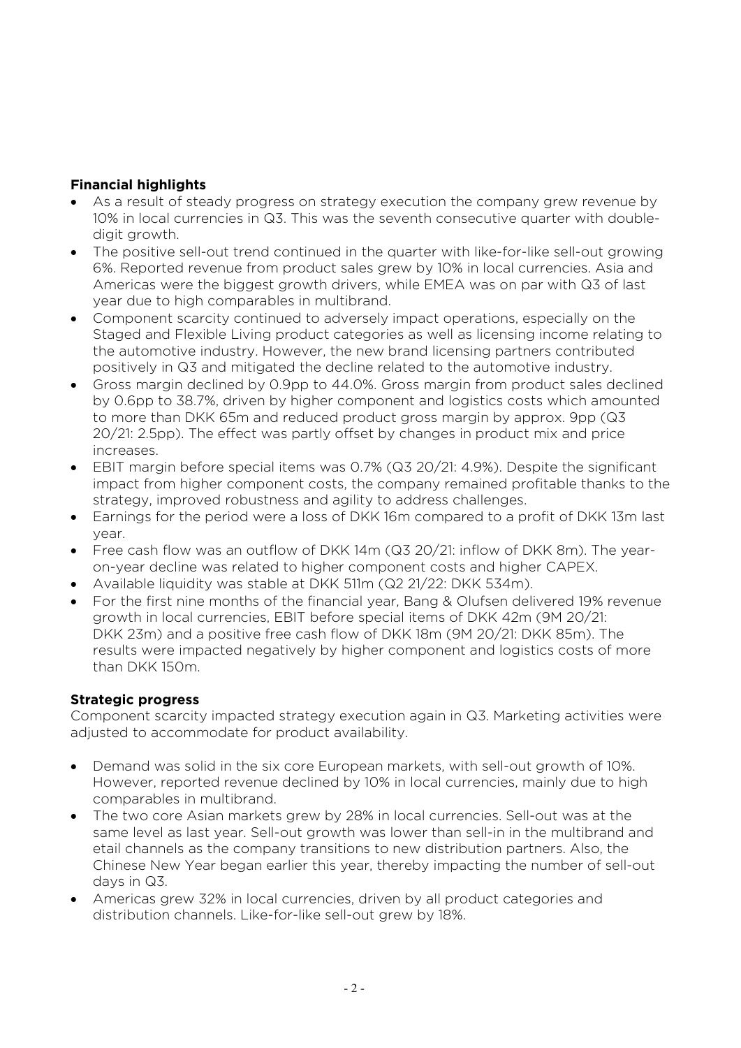**Financial highlights**

- As a result of steady progress on strategy execution the company grew revenue by 10% in local currencies in Q3. This was the seventh consecutive quarter with double-digit growth.
- The positive sell-out trend continued in the quarter with like-for-like sell-out growing 6%. Reported revenue from product sales grew by 10% in local currencies. Asia and Americas were the biggest growth drivers, while EMEA was on par with Q3 of last year due to high comparables in multibrand.
- Component scarcity continued to adversely impact operations, especially on the Staged and Flexible Living product categories as well as licensing income relating to the automotive industry. However, the new brand licensing partners contributed positively in Q3 and mitigated the decline related to the automotive industry.
- Gross margin declined by 0.9pp to 44.0%. Gross margin from product sales declined by 0.6pp to 38.7%, driven by higher component and logistics costs which amounted to more than DKK 65m and reduced product gross margin by approx. 9pp (Q3 20/21: 2.5pp). The effect was partly offset by changes in product mix and price increases.
- EBIT margin before special items was 0.7% (Q3 20/21: 4.9%). Despite the significant impact from higher component costs, the company remained profitable thanks to the strategy, improved robustness and agility to address challenges.
- Earnings for the period were a loss of DKK 16m compared to a profit of DKK 13m last year.
- Free cash flow was an outflow of DKK 14m (Q3 20/21: inflow of DKK 8m). The year-on-year decline was related to higher component costs and higher CAPEX.
- Available liquidity was stable at DKK 511m (Q2 21/22: DKK 534m).
- For the first nine months of the financial year, Bang & Olufsen delivered 19% revenue growth in local currencies, EBIT before special items of DKK 42m (9M 20/21: DKK 23m) and a positive free cash flow of DKK 18m (9M 20/21: DKK 85m). The results were impacted negatively by higher component and logistics costs of more than DKK 150m.

**Strategic progress**

Component scarcity impacted strategy execution again in Q3. Marketing activities were adjusted to accommodate for product availability.

- Demand was solid in the six core European markets, with sell-out growth of 10%. However, reported revenue declined by 10% in local currencies, mainly due to high comparables in multibrand.
- The two core Asian markets grew by 28% in local currencies. Sell-out was at the same level as last year. Sell-out growth was lower than sell-in in the multibrand and etail channels as the company transitions to new distribution partners. Also, the Chinese New Year began earlier this year, thereby impacting the number of sell-out days in Q3.
- Americas grew 32% in local currencies, driven by all product categories and distribution channels. Like-for-like sell-out grew by 18%.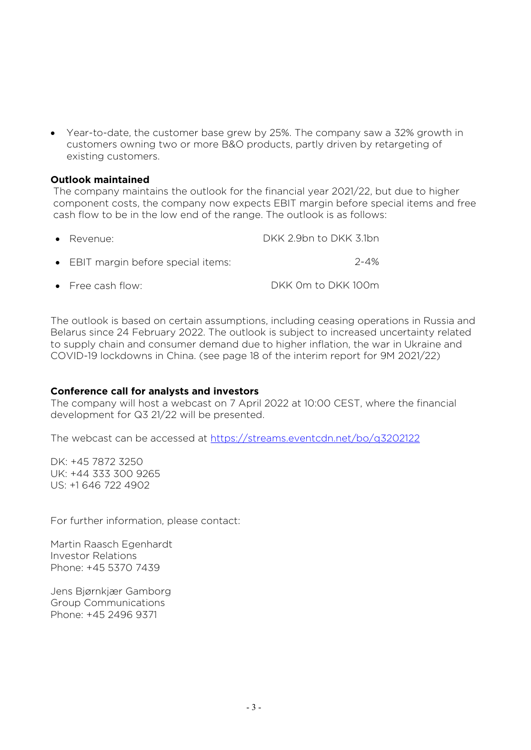- Year-to-date, the customer base grew by 25%. The company saw a 32% growth in customers owning two or more B&O products, partly driven by retargeting of existing customers.

**Outlook maintained**

The company maintains the outlook for the financial year 2021/22, but due to higher component costs, the company now expects EBIT margin before special items and free cash flow to be in the low end of the range. The outlook is as follows:

- Revenue: DKK 2.9bn to DKK 3.1bn
- EBIT margin before special items: 2-4%
- Free cash flow: DKK 0m to DKK 100m

The outlook is based on certain assumptions, including ceasing operations in Russia and Belarus since 24 February 2022. The outlook is subject to increased uncertainty related to supply chain and consumer demand due to higher inflation, the war in Ukraine and COVID-19 lockdowns in China. (see page 18 of the interim report for 9M 2021/22)

**Conference call for analysts and investors**

The company will host a webcast on 7 April 2022 at 10:00 CEST, where the financial development for Q3 21/22 will be presented.

The webcast can be accessed at https://streams.eventcdn.net/bo/q3202122

DK: +45 7872 3250
UK: +44 333 300 9265
US: +1 646 722 4902

For further information, please contact:

Martin Raasch Egenhardt
Investor Relations
Phone: +45 5370 7439

Jens Bjørnkjær Gamborg
Group Communications
Phone: +45 2496 9371